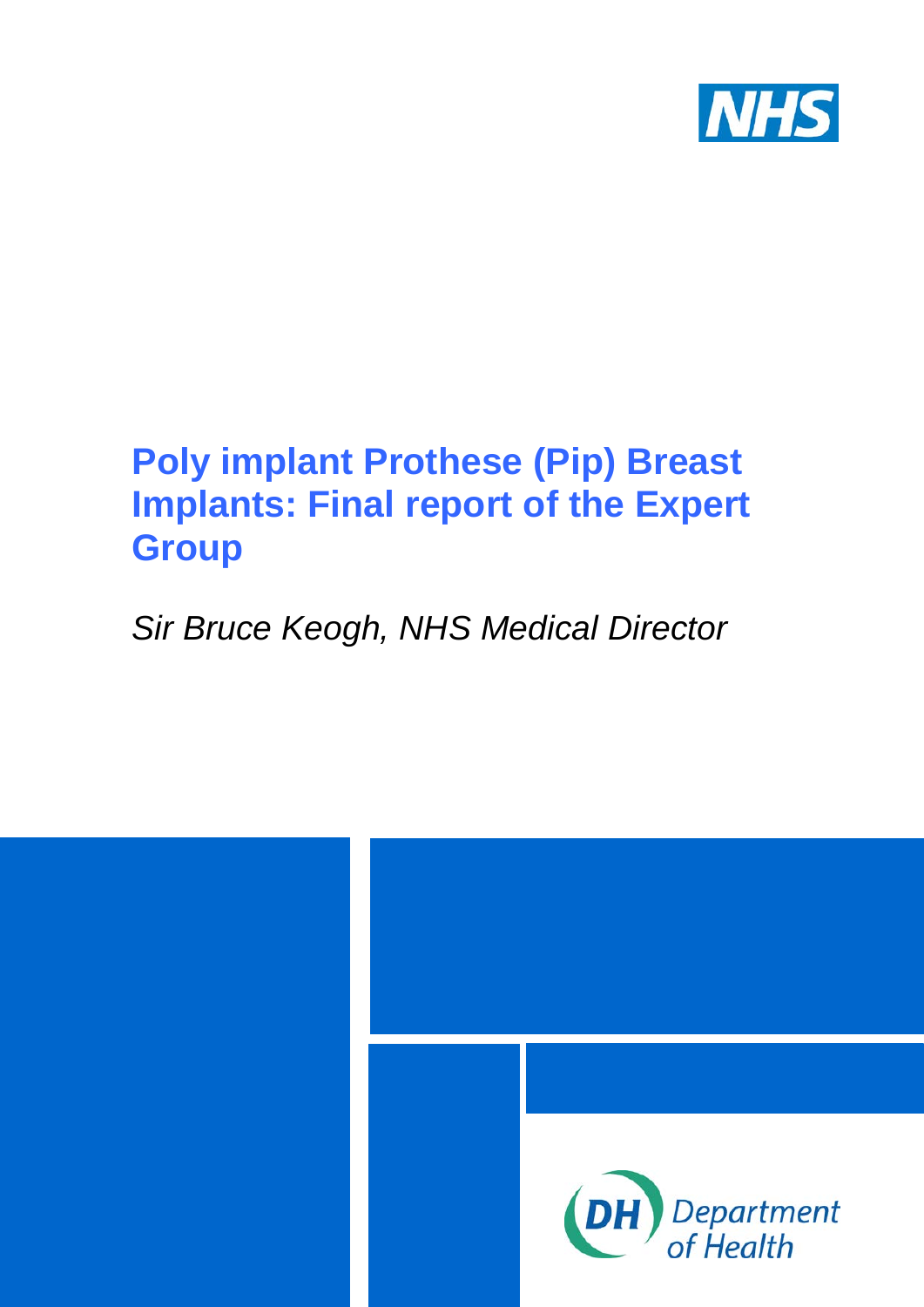NHS

# Poly implant Prothese (Pip) Breast Implants: Final report of the Expert Group

*Sir Bruce Keogh, NHS Medical Director*

DH Department of Health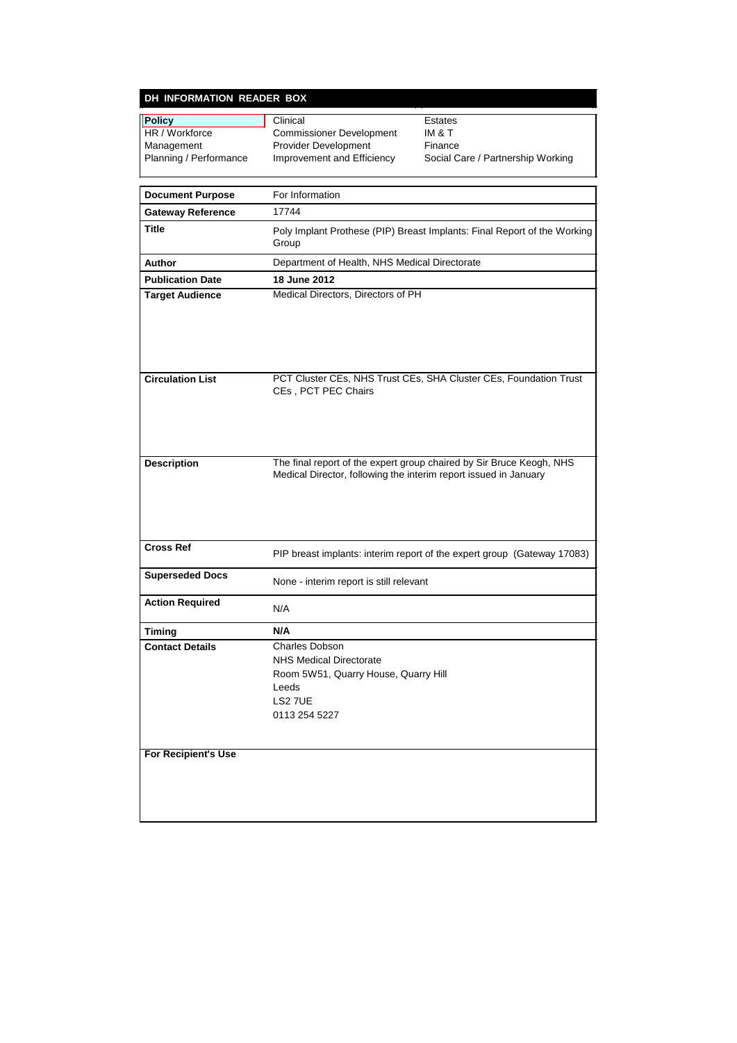## DH INFORMATION READER BOX

| Policy | Clinical | Estates |
|---|---|---|
| HR / Workforce | Commissioner Development | IM & T |
| Management | Provider Development | Finance |
| Planning / Performance | Improvement and Efficiency | Social Care / Partnership Working |

| | |
|---|---|
| **Document Purpose** | For Information |
| **Gateway Reference** | 17744 |
| **Title** | Poly Implant Prothese (PIP) Breast Implants: Final Report of the Working Group |
| **Author** | Department of Health, NHS Medical Directorate |
| **Publication Date** | **18 June 2012** |
| **Target Audience** | Medical Directors, Directors of PH |
| **Circulation List** | PCT Cluster CEs, NHS Trust CEs, SHA Cluster CEs, Foundation Trust CEs , PCT PEC Chairs |
| **Description** | The final report of the expert group chaired by Sir Bruce Keogh, NHS Medical Director, following the interim report issued in January |
| **Cross Ref** | PIP breast implants: interim report of the expert group (Gateway 17083) |
| **Superseded Docs** | None - interim report is still relevant |
| **Action Required** | N/A |
| **Timing** | **N/A** |
| **Contact Details** | Charles Dobson<br>NHS Medical Directorate<br>Room 5W51, Quarry House, Quarry Hill<br>Leeds<br>LS2 7UE<br>0113 254 5227 |
| **For Recipient's Use** | |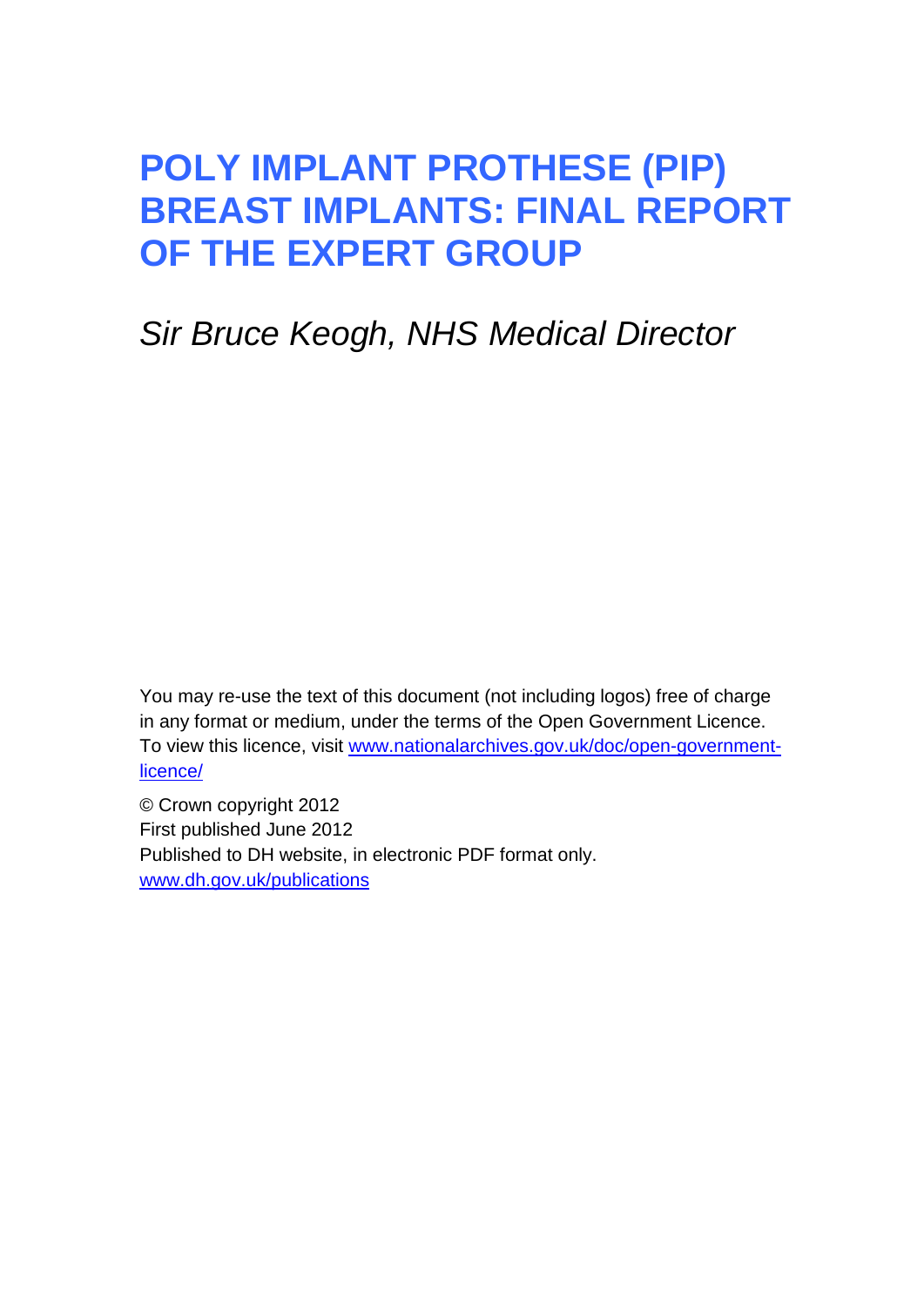# POLY IMPLANT PROTHESE (PIP) BREAST IMPLANTS: FINAL REPORT OF THE EXPERT GROUP

*Sir Bruce Keogh, NHS Medical Director*

You may re-use the text of this document (not including logos) free of charge in any format or medium, under the terms of the Open Government Licence. To view this licence, visit [www.nationalarchives.gov.uk/doc/open-government-licence/](www.nationalarchives.gov.uk/doc/open-government-licence/)

© Crown copyright 2012
First published June 2012
Published to DH website, in electronic PDF format only.
[www.dh.gov.uk/publications](www.dh.gov.uk/publications)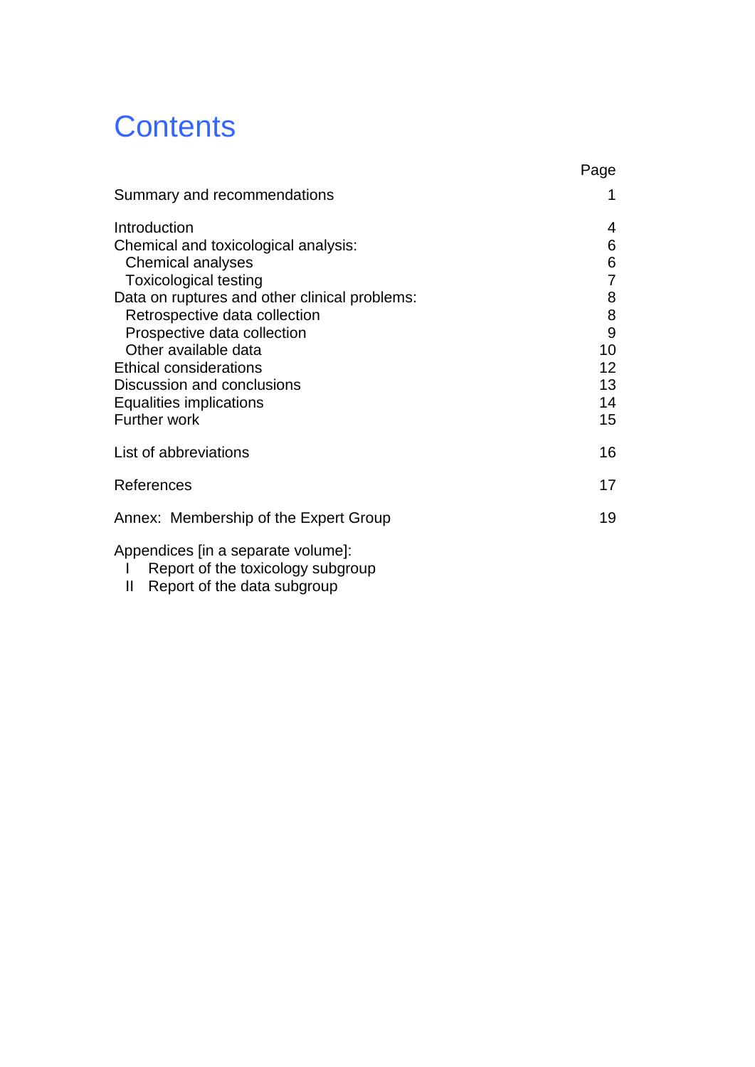# Contents

| | Page |
|---|---|
| Summary and recommendations | 1 |
| | |
| Introduction | 4 |
| Chemical and toxicological analysis: | 6 |
| Chemical analyses | 6 |
| Toxicological testing | 7 |
| Data on ruptures and other clinical problems: | 8 |
| Retrospective data collection | 8 |
| Prospective data collection | 9 |
| Other available data | 10 |
| Ethical considerations | 12 |
| Discussion and conclusions | 13 |
| Equalities implications | 14 |
| Further work | 15 |
| | |
| List of abbreviations | 16 |
| | |
| References | 17 |
| | |
| Annex: Membership of the Expert Group | 19 |

Appendices [in a separate volume]:

I Report of the toxicology subgroup

II Report of the data subgroup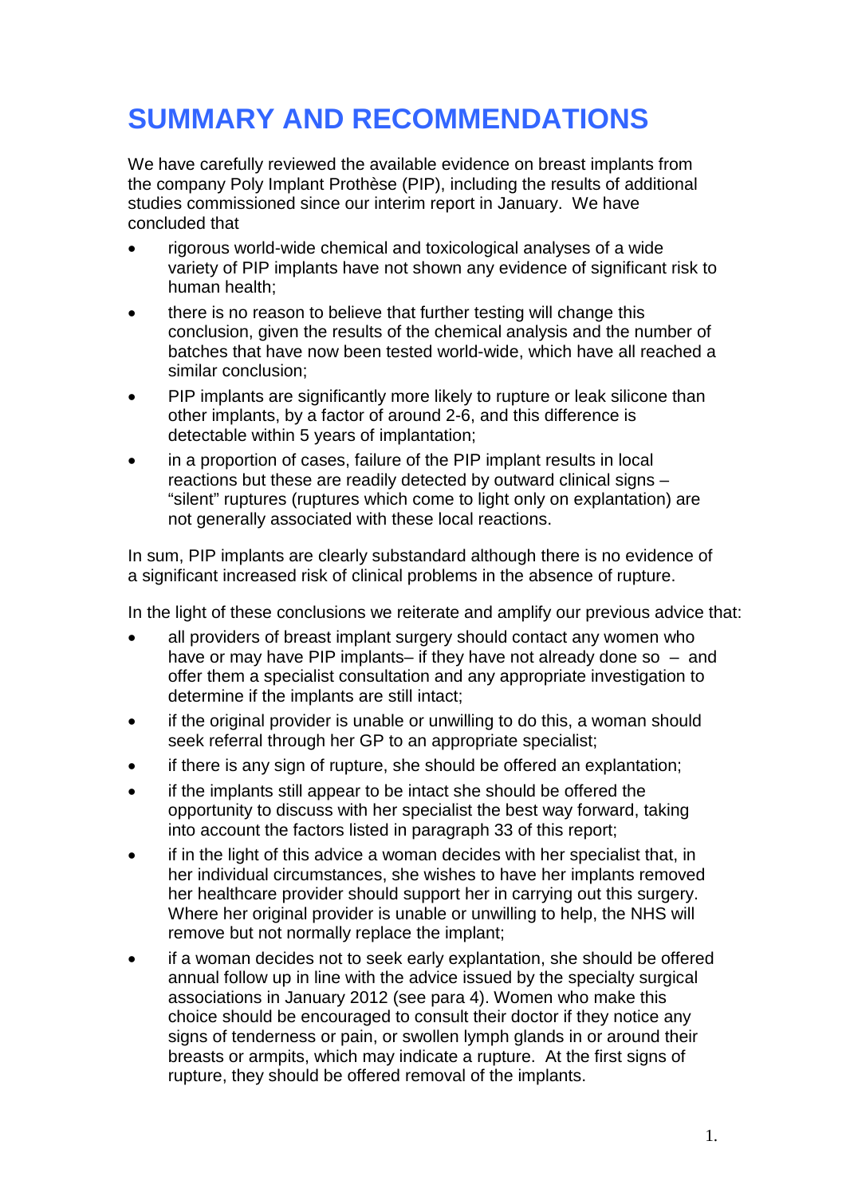# SUMMARY AND RECOMMENDATIONS

We have carefully reviewed the available evidence on breast implants from the company Poly Implant Prothèse (PIP), including the results of additional studies commissioned since our interim report in January. We have concluded that

- rigorous world-wide chemical and toxicological analyses of a wide variety of PIP implants have not shown any evidence of significant risk to human health;
- there is no reason to believe that further testing will change this conclusion, given the results of the chemical analysis and the number of batches that have now been tested world-wide, which have all reached a similar conclusion;
- PIP implants are significantly more likely to rupture or leak silicone than other implants, by a factor of around 2-6, and this difference is detectable within 5 years of implantation;
- in a proportion of cases, failure of the PIP implant results in local reactions but these are readily detected by outward clinical signs – "silent" ruptures (ruptures which come to light only on explantation) are not generally associated with these local reactions.

In sum, PIP implants are clearly substandard although there is no evidence of a significant increased risk of clinical problems in the absence of rupture.

In the light of these conclusions we reiterate and amplify our previous advice that:

- all providers of breast implant surgery should contact any women who have or may have PIP implants– if they have not already done so – and offer them a specialist consultation and any appropriate investigation to determine if the implants are still intact;
- if the original provider is unable or unwilling to do this, a woman should seek referral through her GP to an appropriate specialist;
- if there is any sign of rupture, she should be offered an explantation;
- if the implants still appear to be intact she should be offered the opportunity to discuss with her specialist the best way forward, taking into account the factors listed in paragraph 33 of this report;
- if in the light of this advice a woman decides with her specialist that, in her individual circumstances, she wishes to have her implants removed her healthcare provider should support her in carrying out this surgery. Where her original provider is unable or unwilling to help, the NHS will remove but not normally replace the implant;
- if a woman decides not to seek early explantation, she should be offered annual follow up in line with the advice issued by the specialty surgical associations in January 2012 (see para 4). Women who make this choice should be encouraged to consult their doctor if they notice any signs of tenderness or pain, or swollen lymph glands in or around their breasts or armpits, which may indicate a rupture. At the first signs of rupture, they should be offered removal of the implants.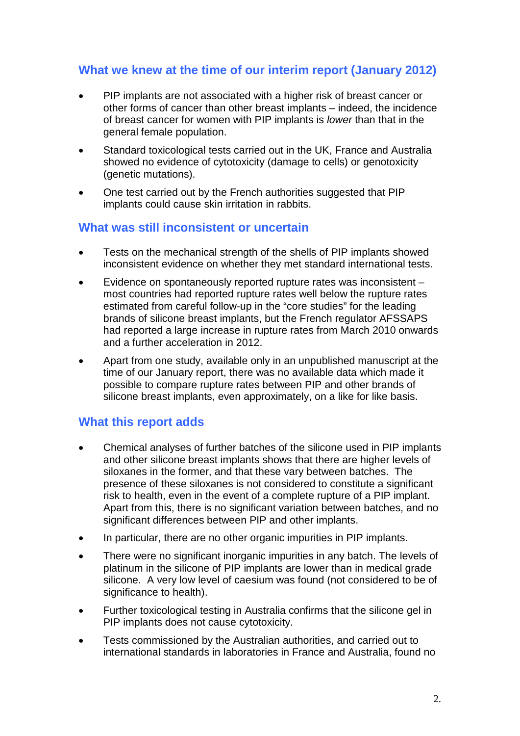## What we knew at the time of our interim report (January 2012)

- PIP implants are not associated with a higher risk of breast cancer or other forms of cancer than other breast implants – indeed, the incidence of breast cancer for women with PIP implants is *lower* than that in the general female population.
- Standard toxicological tests carried out in the UK, France and Australia showed no evidence of cytotoxicity (damage to cells) or genotoxicity (genetic mutations).
- One test carried out by the French authorities suggested that PIP implants could cause skin irritation in rabbits.

## What was still inconsistent or uncertain

- Tests on the mechanical strength of the shells of PIP implants showed inconsistent evidence on whether they met standard international tests.
- Evidence on spontaneously reported rupture rates was inconsistent – most countries had reported rupture rates well below the rupture rates estimated from careful follow-up in the "core studies" for the leading brands of silicone breast implants, but the French regulator AFSSAPS had reported a large increase in rupture rates from March 2010 onwards and a further acceleration in 2012.
- Apart from one study, available only in an unpublished manuscript at the time of our January report, there was no available data which made it possible to compare rupture rates between PIP and other brands of silicone breast implants, even approximately, on a like for like basis.

## What this report adds

- Chemical analyses of further batches of the silicone used in PIP implants and other silicone breast implants shows that there are higher levels of siloxanes in the former, and that these vary between batches. The presence of these siloxanes is not considered to constitute a significant risk to health, even in the event of a complete rupture of a PIP implant. Apart from this, there is no significant variation between batches, and no significant differences between PIP and other implants.
- In particular, there are no other organic impurities in PIP implants.
- There were no significant inorganic impurities in any batch. The levels of platinum in the silicone of PIP implants are lower than in medical grade silicone. A very low level of caesium was found (not considered to be of significance to health).
- Further toxicological testing in Australia confirms that the silicone gel in PIP implants does not cause cytotoxicity.
- Tests commissioned by the Australian authorities, and carried out to international standards in laboratories in France and Australia, found no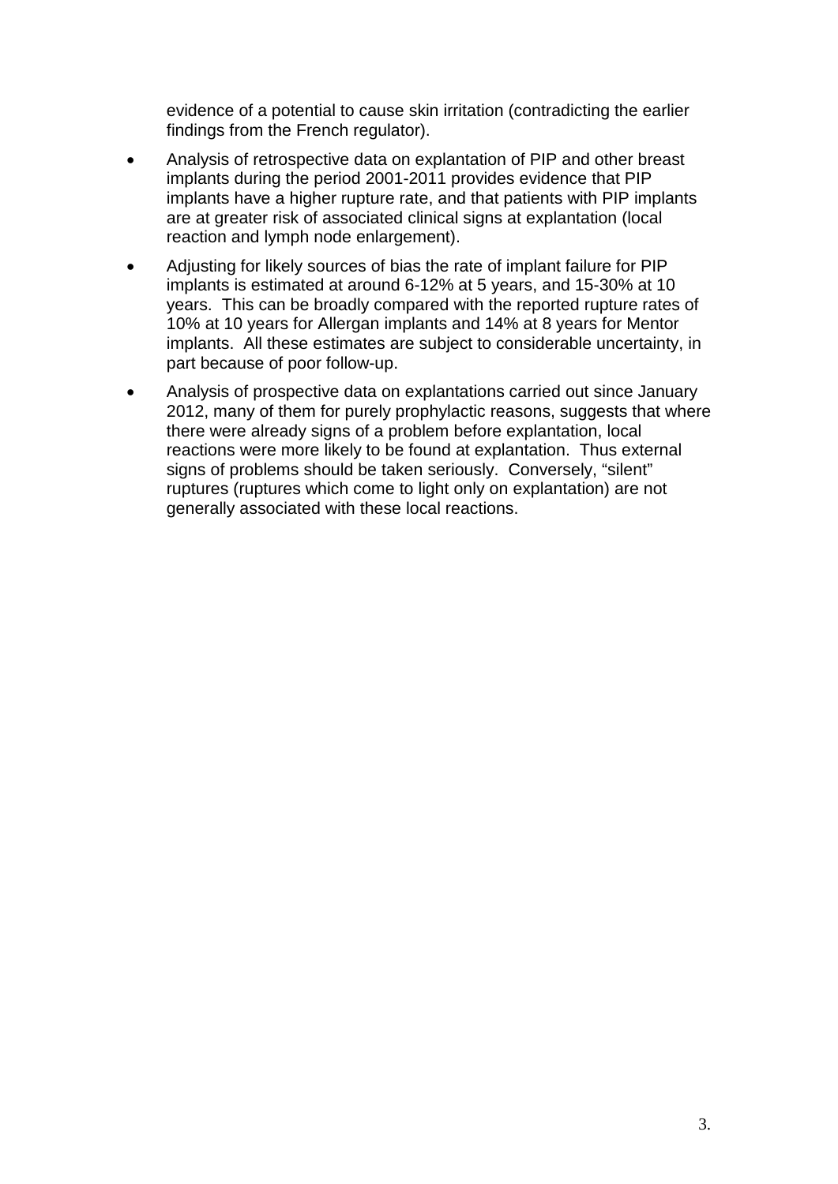evidence of a potential to cause skin irritation (contradicting the earlier findings from the French regulator).

- Analysis of retrospective data on explantation of PIP and other breast implants during the period 2001-2011 provides evidence that PIP implants have a higher rupture rate, and that patients with PIP implants are at greater risk of associated clinical signs at explantation (local reaction and lymph node enlargement).
- Adjusting for likely sources of bias the rate of implant failure for PIP implants is estimated at around 6-12% at 5 years, and 15-30% at 10 years. This can be broadly compared with the reported rupture rates of 10% at 10 years for Allergan implants and 14% at 8 years for Mentor implants. All these estimates are subject to considerable uncertainty, in part because of poor follow-up.
- Analysis of prospective data on explantations carried out since January 2012, many of them for purely prophylactic reasons, suggests that where there were already signs of a problem before explantation, local reactions were more likely to be found at explantation. Thus external signs of problems should be taken seriously. Conversely, "silent" ruptures (ruptures which come to light only on explantation) are not generally associated with these local reactions.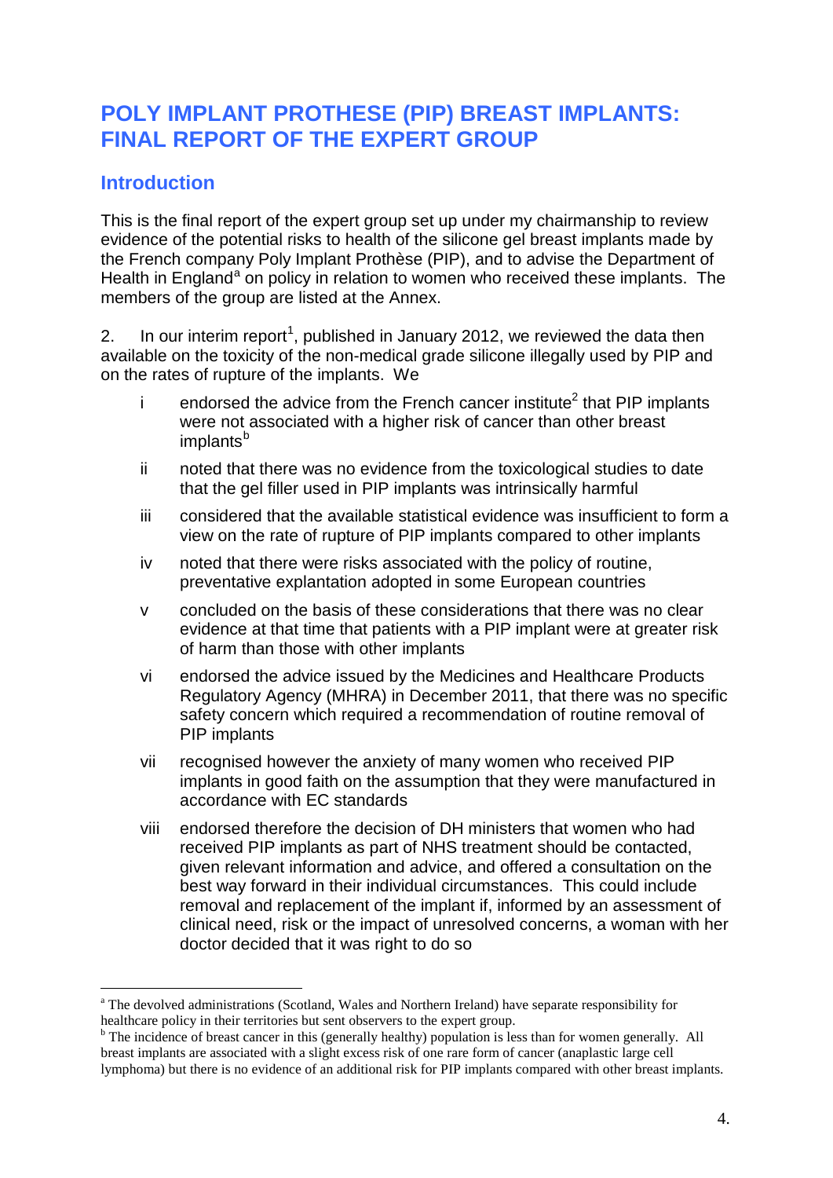# POLY IMPLANT PROTHESE (PIP) BREAST IMPLANTS: FINAL REPORT OF THE EXPERT GROUP

## Introduction

This is the final report of the expert group set up under my chairmanship to review evidence of the potential risks to health of the silicone gel breast implants made by the French company Poly Implant Prothèse (PIP), and to advise the Department of Health in England[a] on policy in relation to women who received these implants. The members of the group are listed at the Annex.

2. In our interim report[1], published in January 2012, we reviewed the data then available on the toxicity of the non-medical grade silicone illegally used by PIP and on the rates of rupture of the implants. We

- i endorsed the advice from the French cancer institute[2] that PIP implants were not associated with a higher risk of cancer than other breast implants[b]
- ii noted that there was no evidence from the toxicological studies to date that the gel filler used in PIP implants was intrinsically harmful
- iii considered that the available statistical evidence was insufficient to form a view on the rate of rupture of PIP implants compared to other implants
- iv noted that there were risks associated with the policy of routine, preventative explantation adopted in some European countries
- v concluded on the basis of these considerations that there was no clear evidence at that time that patients with a PIP implant were at greater risk of harm than those with other implants
- vi endorsed the advice issued by the Medicines and Healthcare Products Regulatory Agency (MHRA) in December 2011, that there was no specific safety concern which required a recommendation of routine removal of PIP implants
- vii recognised however the anxiety of many women who received PIP implants in good faith on the assumption that they were manufactured in accordance with EC standards
- viii endorsed therefore the decision of DH ministers that women who had received PIP implants as part of NHS treatment should be contacted, given relevant information and advice, and offered a consultation on the best way forward in their individual circumstances. This could include removal and replacement of the implant if, informed by an assessment of clinical need, risk or the impact of unresolved concerns, a woman with her doctor decided that it was right to do so

---

[a] The devolved administrations (Scotland, Wales and Northern Ireland) have separate responsibility for healthcare policy in their territories but sent observers to the expert group.

[b] The incidence of breast cancer in this (generally healthy) population is less than for women generally. All breast implants are associated with a slight excess risk of one rare form of cancer (anaplastic large cell lymphoma) but there is no evidence of an additional risk for PIP implants compared with other breast implants.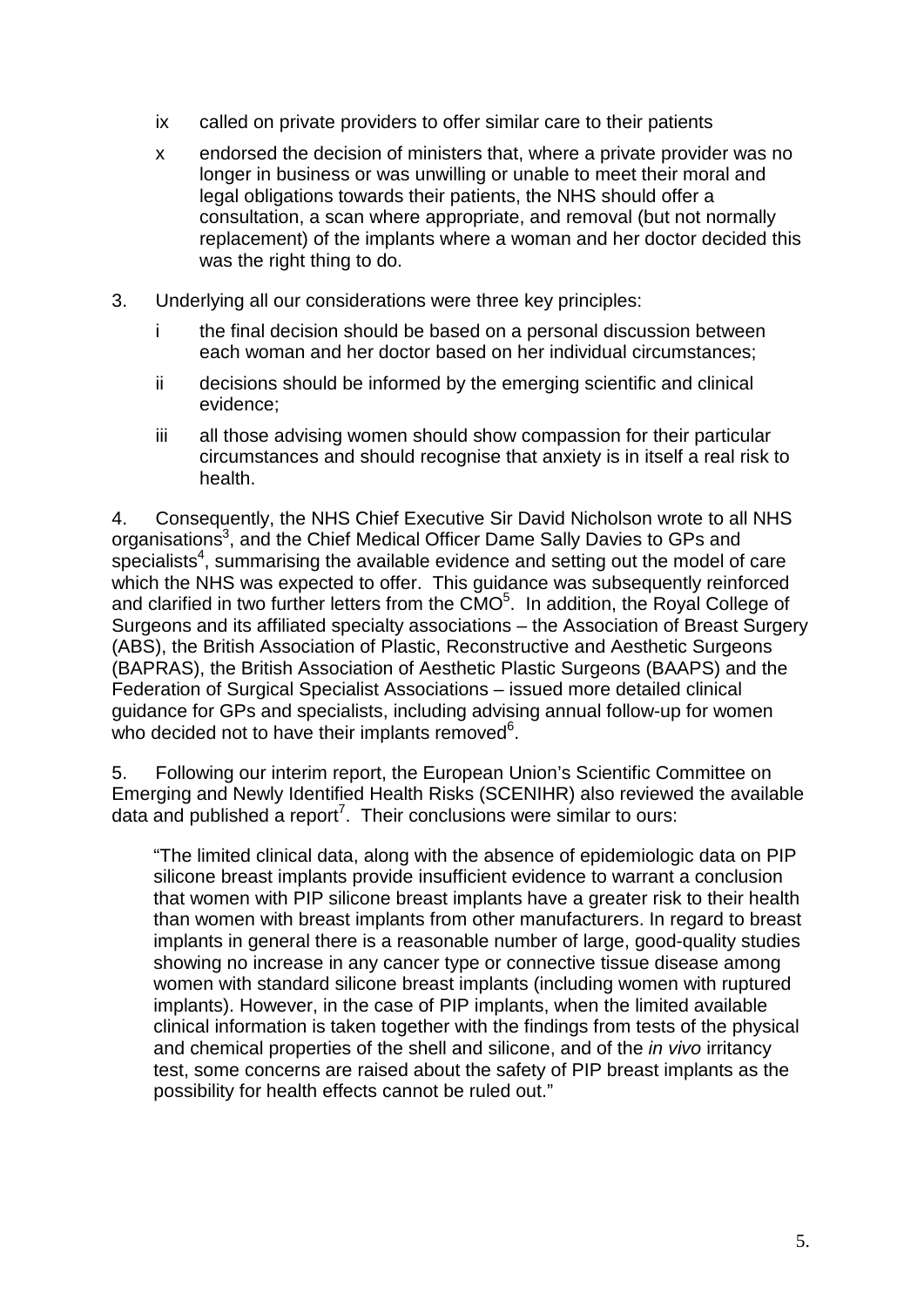ix called on private providers to offer similar care to their patients

x endorsed the decision of ministers that, where a private provider was no longer in business or was unwilling or unable to meet their moral and legal obligations towards their patients, the NHS should offer a consultation, a scan where appropriate, and removal (but not normally replacement) of the implants where a woman and her doctor decided this was the right thing to do.

3. Underlying all our considerations were three key principles:

i the final decision should be based on a personal discussion between each woman and her doctor based on her individual circumstances;

ii decisions should be informed by the emerging scientific and clinical evidence;

iii all those advising women should show compassion for their particular circumstances and should recognise that anxiety is in itself a real risk to health.

4. Consequently, the NHS Chief Executive Sir David Nicholson wrote to all NHS organisations[3], and the Chief Medical Officer Dame Sally Davies to GPs and specialists[4], summarising the available evidence and setting out the model of care which the NHS was expected to offer. This guidance was subsequently reinforced and clarified in two further letters from the CMO[5]. In addition, the Royal College of Surgeons and its affiliated specialty associations – the Association of Breast Surgery (ABS), the British Association of Plastic, Reconstructive and Aesthetic Surgeons (BAPRAS), the British Association of Aesthetic Plastic Surgeons (BAAPS) and the Federation of Surgical Specialist Associations – issued more detailed clinical guidance for GPs and specialists, including advising annual follow-up for women who decided not to have their implants removed[6].

5. Following our interim report, the European Union's Scientific Committee on Emerging and Newly Identified Health Risks (SCENIHR) also reviewed the available data and published a report[7]. Their conclusions were similar to ours:

> "The limited clinical data, along with the absence of epidemiologic data on PIP silicone breast implants provide insufficient evidence to warrant a conclusion that women with PIP silicone breast implants have a greater risk to their health than women with breast implants from other manufacturers. In regard to breast implants in general there is a reasonable number of large, good-quality studies showing no increase in any cancer type or connective tissue disease among women with standard silicone breast implants (including women with ruptured implants). However, in the case of PIP implants, when the limited available clinical information is taken together with the findings from tests of the physical and chemical properties of the shell and silicone, and of the *in vivo* irritancy test, some concerns are raised about the safety of PIP breast implants as the possibility for health effects cannot be ruled out."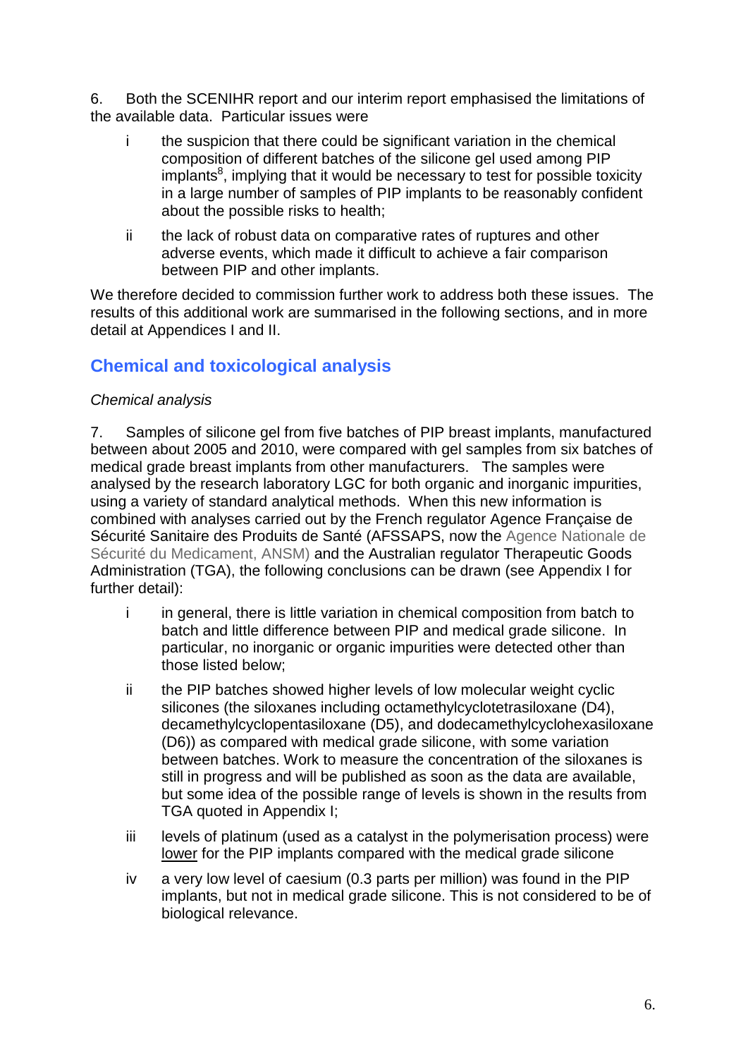6. Both the SCENIHR report and our interim report emphasised the limitations of the available data. Particular issues were

- i the suspicion that there could be significant variation in the chemical composition of different batches of the silicone gel used among PIP implants[8], implying that it would be necessary to test for possible toxicity in a large number of samples of PIP implants to be reasonably confident about the possible risks to health;
- ii the lack of robust data on comparative rates of ruptures and other adverse events, which made it difficult to achieve a fair comparison between PIP and other implants.

We therefore decided to commission further work to address both these issues. The results of this additional work are summarised in the following sections, and in more detail at Appendices I and II.

## Chemical and toxicological analysis

*Chemical analysis*

7. Samples of silicone gel from five batches of PIP breast implants, manufactured between about 2005 and 2010, were compared with gel samples from six batches of medical grade breast implants from other manufacturers. The samples were analysed by the research laboratory LGC for both organic and inorganic impurities, using a variety of standard analytical methods. When this new information is combined with analyses carried out by the French regulator Agence Française de Sécurité Sanitaire des Produits de Santé (AFSSAPS, now the Agence Nationale de Sécurité du Medicament, ANSM) and the Australian regulator Therapeutic Goods Administration (TGA), the following conclusions can be drawn (see Appendix I for further detail):

- i in general, there is little variation in chemical composition from batch to batch and little difference between PIP and medical grade silicone. In particular, no inorganic or organic impurities were detected other than those listed below;
- ii the PIP batches showed higher levels of low molecular weight cyclic silicones (the siloxanes including octamethylcyclotetrasiloxane (D4), decamethylcyclopentasiloxane (D5), and dodecamethylcyclohexasiloxane (D6)) as compared with medical grade silicone, with some variation between batches. Work to measure the concentration of the siloxanes is still in progress and will be published as soon as the data are available, but some idea of the possible range of levels is shown in the results from TGA quoted in Appendix I;
- iii levels of platinum (used as a catalyst in the polymerisation process) were <u>lower</u> for the PIP implants compared with the medical grade silicone
- iv a very low level of caesium (0.3 parts per million) was found in the PIP implants, but not in medical grade silicone. This is not considered to be of biological relevance.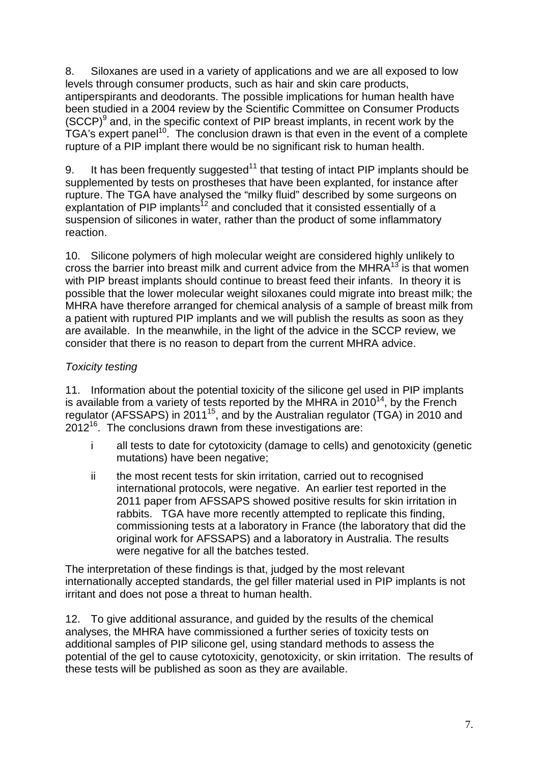8. Siloxanes are used in a variety of applications and we are all exposed to low levels through consumer products, such as hair and skin care products, antiperspirants and deodorants. The possible implications for human health have been studied in a 2004 review by the Scientific Committee on Consumer Products (SCCP)[9] and, in the specific context of PIP breast implants, in recent work by the TGA's expert panel[10]. The conclusion drawn is that even in the event of a complete rupture of a PIP implant there would be no significant risk to human health.

9. It has been frequently suggested[11] that testing of intact PIP implants should be supplemented by tests on prostheses that have been explanted, for instance after rupture. The TGA have analysed the "milky fluid" described by some surgeons on explantation of PIP implants[12] and concluded that it consisted essentially of a suspension of silicones in water, rather than the product of some inflammatory reaction.

10. Silicone polymers of high molecular weight are considered highly unlikely to cross the barrier into breast milk and current advice from the MHRA[13] is that women with PIP breast implants should continue to breast feed their infants. In theory it is possible that the lower molecular weight siloxanes could migrate into breast milk; the MHRA have therefore arranged for chemical analysis of a sample of breast milk from a patient with ruptured PIP implants and we will publish the results as soon as they are available. In the meanwhile, in the light of the advice in the SCCP review, we consider that there is no reason to depart from the current MHRA advice.

*Toxicity testing*

11. Information about the potential toxicity of the silicone gel used in PIP implants is available from a variety of tests reported by the MHRA in 2010[14], by the French regulator (AFSSAPS) in 2011[15], and by the Australian regulator (TGA) in 2010 and 2012[16]. The conclusions drawn from these investigations are:

- i all tests to date for cytotoxicity (damage to cells) and genotoxicity (genetic mutations) have been negative;
- ii the most recent tests for skin irritation, carried out to recognised international protocols, were negative. An earlier test reported in the 2011 paper from AFSSAPS showed positive results for skin irritation in rabbits. TGA have more recently attempted to replicate this finding, commissioning tests at a laboratory in France (the laboratory that did the original work for AFSSAPS) and a laboratory in Australia. The results were negative for all the batches tested.

The interpretation of these findings is that, judged by the most relevant internationally accepted standards, the gel filler material used in PIP implants is not irritant and does not pose a threat to human health.

12. To give additional assurance, and guided by the results of the chemical analyses, the MHRA have commissioned a further series of toxicity tests on additional samples of PIP silicone gel, using standard methods to assess the potential of the gel to cause cytotoxicity, genotoxicity, or skin irritation. The results of these tests will be published as soon as they are available.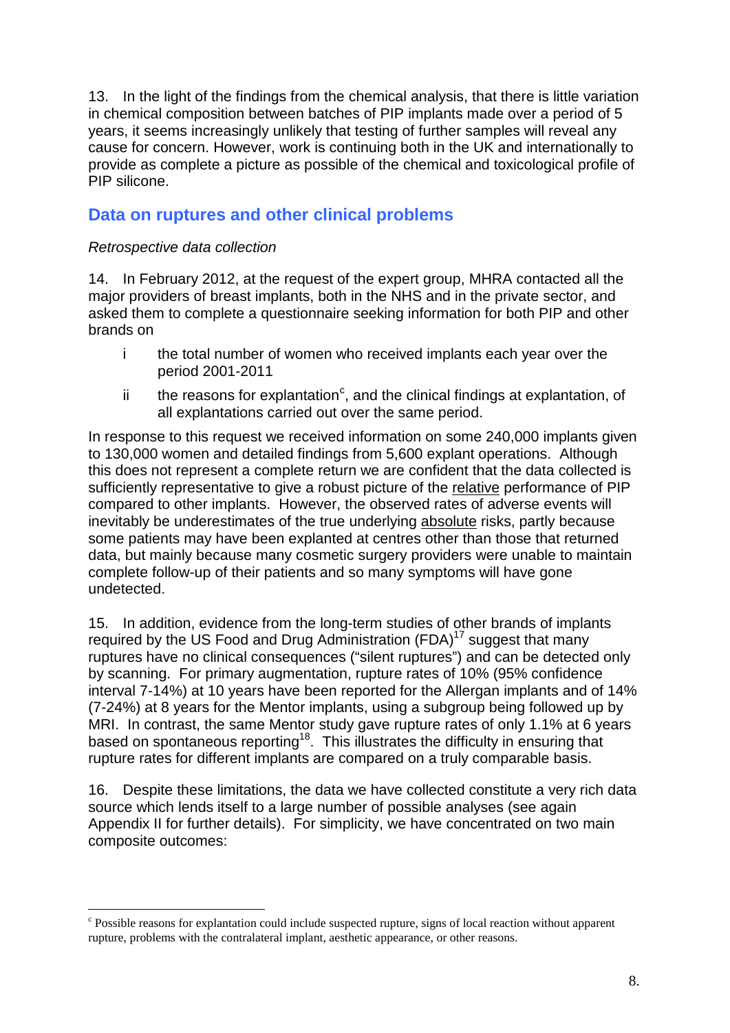13. In the light of the findings from the chemical analysis, that there is little variation in chemical composition between batches of PIP implants made over a period of 5 years, it seems increasingly unlikely that testing of further samples will reveal any cause for concern. However, work is continuing both in the UK and internationally to provide as complete a picture as possible of the chemical and toxicological profile of PIP silicone.

## Data on ruptures and other clinical problems

*Retrospective data collection*

14. In February 2012, at the request of the expert group, MHRA contacted all the major providers of breast implants, both in the NHS and in the private sector, and asked them to complete a questionnaire seeking information for both PIP and other brands on

- i the total number of women who received implants each year over the period 2001-2011
- ii the reasons for explantation[c], and the clinical findings at explantation, of all explantations carried out over the same period.

In response to this request we received information on some 240,000 implants given to 130,000 women and detailed findings from 5,600 explant operations. Although this does not represent a complete return we are confident that the data collected is sufficiently representative to give a robust picture of the relative performance of PIP compared to other implants. However, the observed rates of adverse events will inevitably be underestimates of the true underlying absolute risks, partly because some patients may have been explanted at centres other than those that returned data, but mainly because many cosmetic surgery providers were unable to maintain complete follow-up of their patients and so many symptoms will have gone undetected.

15. In addition, evidence from the long-term studies of other brands of implants required by the US Food and Drug Administration (FDA)[17] suggest that many ruptures have no clinical consequences ("silent ruptures") and can be detected only by scanning. For primary augmentation, rupture rates of 10% (95% confidence interval 7-14%) at 10 years have been reported for the Allergan implants and of 14% (7-24%) at 8 years for the Mentor implants, using a subgroup being followed up by MRI. In contrast, the same Mentor study gave rupture rates of only 1.1% at 6 years based on spontaneous reporting[18]. This illustrates the difficulty in ensuring that rupture rates for different implants are compared on a truly comparable basis.

16. Despite these limitations, the data we have collected constitute a very rich data source which lends itself to a large number of possible analyses (see again Appendix II for further details). For simplicity, we have concentrated on two main composite outcomes:

---

[c] Possible reasons for explantation could include suspected rupture, signs of local reaction without apparent rupture, problems with the contralateral implant, aesthetic appearance, or other reasons.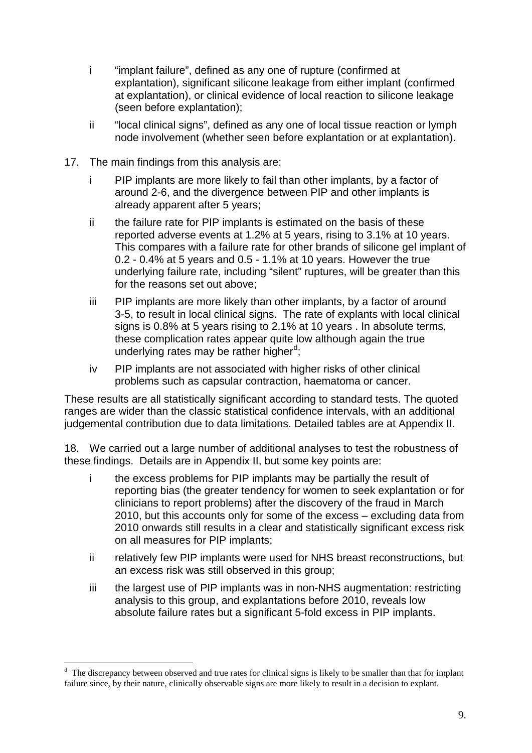- i "implant failure", defined as any one of rupture (confirmed at explantation), significant silicone leakage from either implant (confirmed at explantation), or clinical evidence of local reaction to silicone leakage (seen before explantation);
- ii "local clinical signs", defined as any one of local tissue reaction or lymph node involvement (whether seen before explantation or at explantation).

17. The main findings from this analysis are:

- i PIP implants are more likely to fail than other implants, by a factor of around 2-6, and the divergence between PIP and other implants is already apparent after 5 years;
- ii the failure rate for PIP implants is estimated on the basis of these reported adverse events at 1.2% at 5 years, rising to 3.1% at 10 years. This compares with a failure rate for other brands of silicone gel implant of 0.2 - 0.4% at 5 years and 0.5 - 1.1% at 10 years. However the true underlying failure rate, including "silent" ruptures, will be greater than this for the reasons set out above;
- iii PIP implants are more likely than other implants, by a factor of around 3-5, to result in local clinical signs. The rate of explants with local clinical signs is 0.8% at 5 years rising to 2.1% at 10 years . In absolute terms, these complication rates appear quite low although again the true underlying rates may be rather higher[d];
- iv PIP implants are not associated with higher risks of other clinical problems such as capsular contraction, haematoma or cancer.

These results are all statistically significant according to standard tests. The quoted ranges are wider than the classic statistical confidence intervals, with an additional judgemental contribution due to data limitations. Detailed tables are at Appendix II.

18. We carried out a large number of additional analyses to test the robustness of these findings. Details are in Appendix II, but some key points are:

- i the excess problems for PIP implants may be partially the result of reporting bias (the greater tendency for women to seek explantation or for clinicians to report problems) after the discovery of the fraud in March 2010, but this accounts only for some of the excess – excluding data from 2010 onwards still results in a clear and statistically significant excess risk on all measures for PIP implants;
- ii relatively few PIP implants were used for NHS breast reconstructions, but an excess risk was still observed in this group;
- iii the largest use of PIP implants was in non-NHS augmentation: restricting analysis to this group, and explantations before 2010, reveals low absolute failure rates but a significant 5-fold excess in PIP implants.

---

[d] The discrepancy between observed and true rates for clinical signs is likely to be smaller than that for implant failure since, by their nature, clinically observable signs are more likely to result in a decision to explant.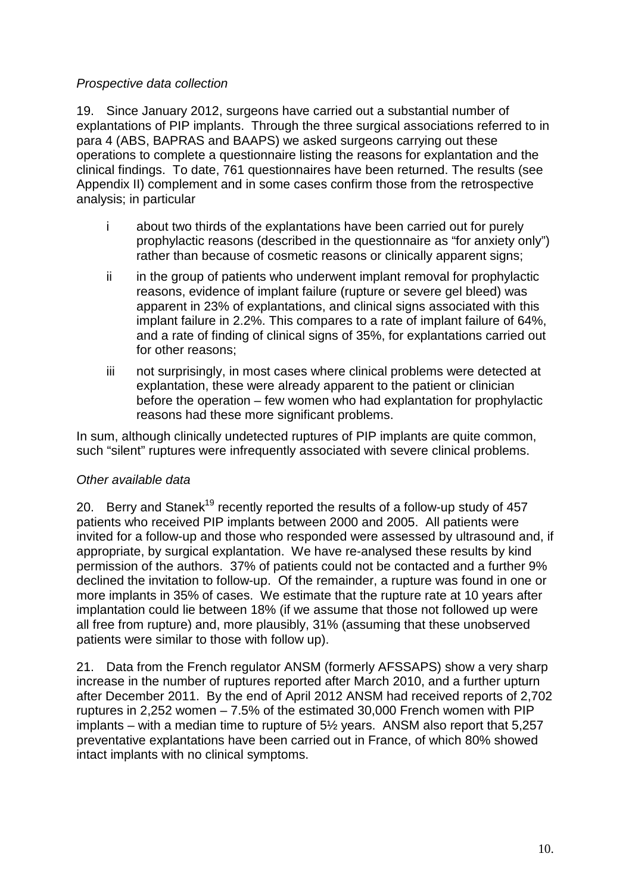*Prospective data collection*

19. Since January 2012, surgeons have carried out a substantial number of explantations of PIP implants. Through the three surgical associations referred to in para 4 (ABS, BAPRAS and BAAPS) we asked surgeons carrying out these operations to complete a questionnaire listing the reasons for explantation and the clinical findings. To date, 761 questionnaires have been returned. The results (see Appendix II) complement and in some cases confirm those from the retrospective analysis; in particular

i about two thirds of the explantations have been carried out for purely prophylactic reasons (described in the questionnaire as "for anxiety only") rather than because of cosmetic reasons or clinically apparent signs;

ii in the group of patients who underwent implant removal for prophylactic reasons, evidence of implant failure (rupture or severe gel bleed) was apparent in 23% of explantations, and clinical signs associated with this implant failure in 2.2%. This compares to a rate of implant failure of 64%, and a rate of finding of clinical signs of 35%, for explantations carried out for other reasons;

iii not surprisingly, in most cases where clinical problems were detected at explantation, these were already apparent to the patient or clinician before the operation – few women who had explantation for prophylactic reasons had these more significant problems.

In sum, although clinically undetected ruptures of PIP implants are quite common, such "silent" ruptures were infrequently associated with severe clinical problems.

*Other available data*

20. Berry and Stanek[19] recently reported the results of a follow-up study of 457 patients who received PIP implants between 2000 and 2005. All patients were invited for a follow-up and those who responded were assessed by ultrasound and, if appropriate, by surgical explantation. We have re-analysed these results by kind permission of the authors. 37% of patients could not be contacted and a further 9% declined the invitation to follow-up. Of the remainder, a rupture was found in one or more implants in 35% of cases. We estimate that the rupture rate at 10 years after implantation could lie between 18% (if we assume that those not followed up were all free from rupture) and, more plausibly, 31% (assuming that these unobserved patients were similar to those with follow up).

21. Data from the French regulator ANSM (formerly AFSSAPS) show a very sharp increase in the number of ruptures reported after March 2010, and a further upturn after December 2011. By the end of April 2012 ANSM had received reports of 2,702 ruptures in 2,252 women – 7.5% of the estimated 30,000 French women with PIP implants – with a median time to rupture of 5½ years. ANSM also report that 5,257 preventative explantations have been carried out in France, of which 80% showed intact implants with no clinical symptoms.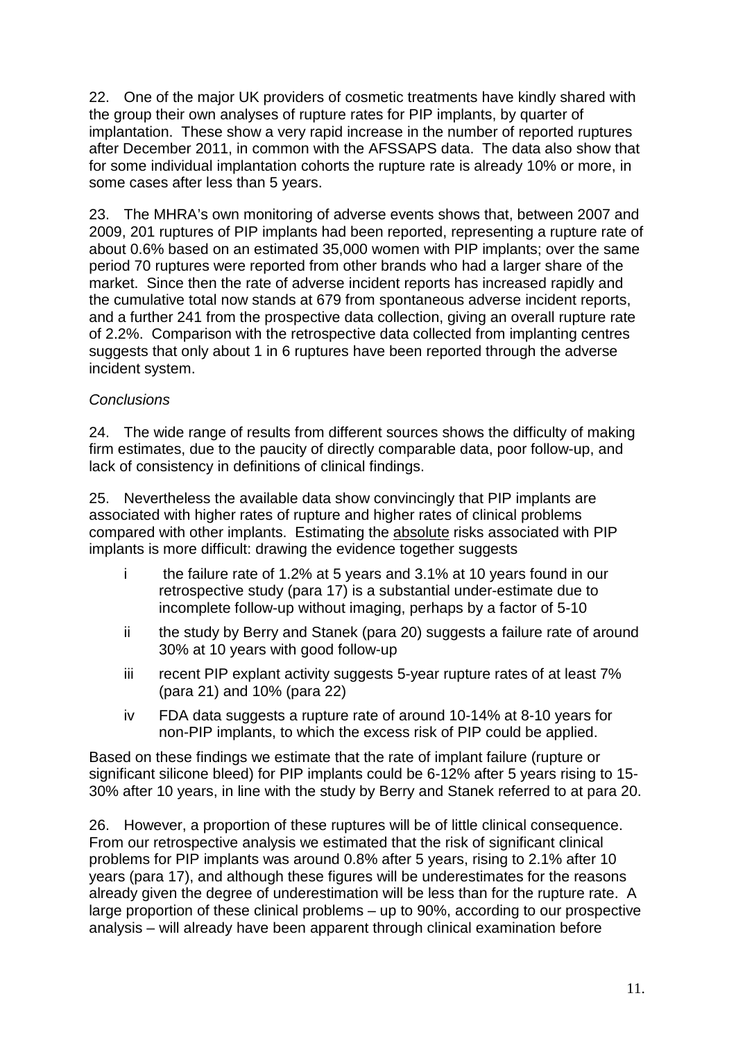22. One of the major UK providers of cosmetic treatments have kindly shared with the group their own analyses of rupture rates for PIP implants, by quarter of implantation. These show a very rapid increase in the number of reported ruptures after December 2011, in common with the AFSSAPS data. The data also show that for some individual implantation cohorts the rupture rate is already 10% or more, in some cases after less than 5 years.

23. The MHRA's own monitoring of adverse events shows that, between 2007 and 2009, 201 ruptures of PIP implants had been reported, representing a rupture rate of about 0.6% based on an estimated 35,000 women with PIP implants; over the same period 70 ruptures were reported from other brands who had a larger share of the market. Since then the rate of adverse incident reports has increased rapidly and the cumulative total now stands at 679 from spontaneous adverse incident reports, and a further 241 from the prospective data collection, giving an overall rupture rate of 2.2%. Comparison with the retrospective data collected from implanting centres suggests that only about 1 in 6 ruptures have been reported through the adverse incident system.

*Conclusions*

24. The wide range of results from different sources shows the difficulty of making firm estimates, due to the paucity of directly comparable data, poor follow-up, and lack of consistency in definitions of clinical findings.

25. Nevertheless the available data show convincingly that PIP implants are associated with higher rates of rupture and higher rates of clinical problems compared with other implants. Estimating the absolute risks associated with PIP implants is more difficult: drawing the evidence together suggests

- i the failure rate of 1.2% at 5 years and 3.1% at 10 years found in our retrospective study (para 17) is a substantial under-estimate due to incomplete follow-up without imaging, perhaps by a factor of 5-10
- ii the study by Berry and Stanek (para 20) suggests a failure rate of around 30% at 10 years with good follow-up
- iii recent PIP explant activity suggests 5-year rupture rates of at least 7% (para 21) and 10% (para 22)
- iv FDA data suggests a rupture rate of around 10-14% at 8-10 years for non-PIP implants, to which the excess risk of PIP could be applied.

Based on these findings we estimate that the rate of implant failure (rupture or significant silicone bleed) for PIP implants could be 6-12% after 5 years rising to 15-30% after 10 years, in line with the study by Berry and Stanek referred to at para 20.

26. However, a proportion of these ruptures will be of little clinical consequence. From our retrospective analysis we estimated that the risk of significant clinical problems for PIP implants was around 0.8% after 5 years, rising to 2.1% after 10 years (para 17), and although these figures will be underestimates for the reasons already given the degree of underestimation will be less than for the rupture rate. A large proportion of these clinical problems – up to 90%, according to our prospective analysis – will already have been apparent through clinical examination before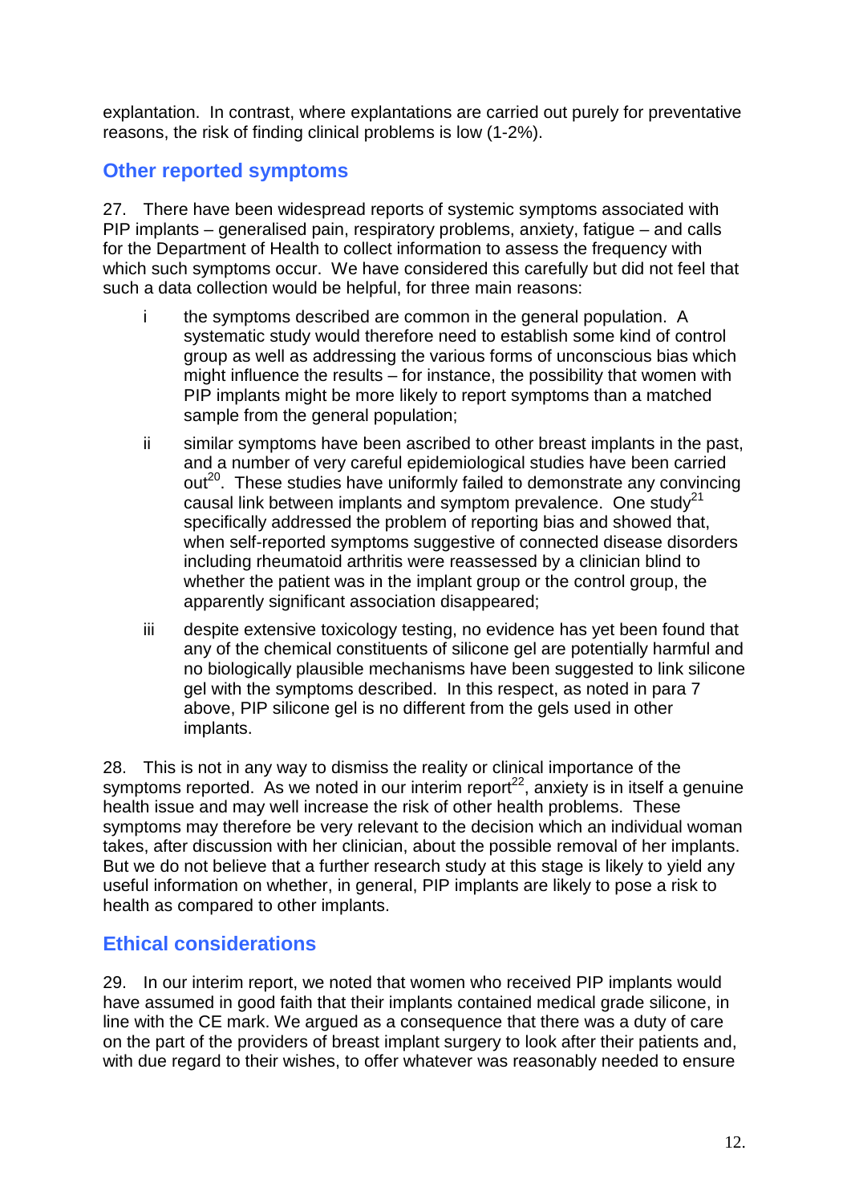explantation. In contrast, where explantations are carried out purely for preventative reasons, the risk of finding clinical problems is low (1-2%).

## Other reported symptoms

27. There have been widespread reports of systemic symptoms associated with PIP implants – generalised pain, respiratory problems, anxiety, fatigue – and calls for the Department of Health to collect information to assess the frequency with which such symptoms occur. We have considered this carefully but did not feel that such a data collection would be helpful, for three main reasons:

- i the symptoms described are common in the general population. A systematic study would therefore need to establish some kind of control group as well as addressing the various forms of unconscious bias which might influence the results – for instance, the possibility that women with PIP implants might be more likely to report symptoms than a matched sample from the general population;
- ii similar symptoms have been ascribed to other breast implants in the past, and a number of very careful epidemiological studies have been carried out[20]. These studies have uniformly failed to demonstrate any convincing causal link between implants and symptom prevalence. One study[21] specifically addressed the problem of reporting bias and showed that, when self-reported symptoms suggestive of connected disease disorders including rheumatoid arthritis were reassessed by a clinician blind to whether the patient was in the implant group or the control group, the apparently significant association disappeared;
- iii despite extensive toxicology testing, no evidence has yet been found that any of the chemical constituents of silicone gel are potentially harmful and no biologically plausible mechanisms have been suggested to link silicone gel with the symptoms described. In this respect, as noted in para 7 above, PIP silicone gel is no different from the gels used in other implants.

28. This is not in any way to dismiss the reality or clinical importance of the symptoms reported. As we noted in our interim report[22], anxiety is in itself a genuine health issue and may well increase the risk of other health problems. These symptoms may therefore be very relevant to the decision which an individual woman takes, after discussion with her clinician, about the possible removal of her implants. But we do not believe that a further research study at this stage is likely to yield any useful information on whether, in general, PIP implants are likely to pose a risk to health as compared to other implants.

## Ethical considerations

29. In our interim report, we noted that women who received PIP implants would have assumed in good faith that their implants contained medical grade silicone, in line with the CE mark. We argued as a consequence that there was a duty of care on the part of the providers of breast implant surgery to look after their patients and, with due regard to their wishes, to offer whatever was reasonably needed to ensure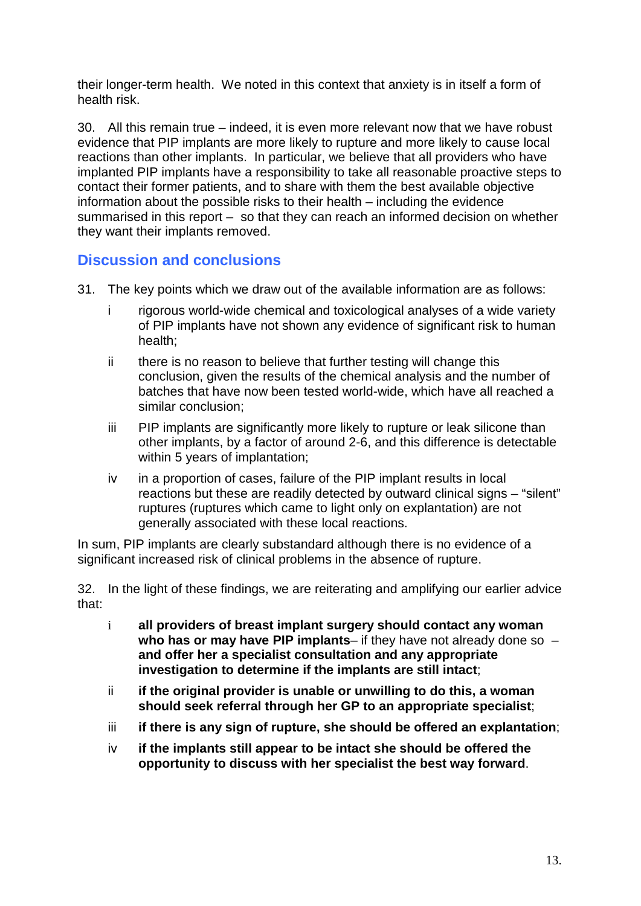their longer-term health. We noted in this context that anxiety is in itself a form of health risk.

30. All this remain true – indeed, it is even more relevant now that we have robust evidence that PIP implants are more likely to rupture and more likely to cause local reactions than other implants. In particular, we believe that all providers who have implanted PIP implants have a responsibility to take all reasonable proactive steps to contact their former patients, and to share with them the best available objective information about the possible risks to their health – including the evidence summarised in this report – so that they can reach an informed decision on whether they want their implants removed.

## Discussion and conclusions

31. The key points which we draw out of the available information are as follows:

- i rigorous world-wide chemical and toxicological analyses of a wide variety of PIP implants have not shown any evidence of significant risk to human health;
- ii there is no reason to believe that further testing will change this conclusion, given the results of the chemical analysis and the number of batches that have now been tested world-wide, which have all reached a similar conclusion;
- iii PIP implants are significantly more likely to rupture or leak silicone than other implants, by a factor of around 2-6, and this difference is detectable within 5 years of implantation;
- iv in a proportion of cases, failure of the PIP implant results in local reactions but these are readily detected by outward clinical signs – "silent" ruptures (ruptures which came to light only on explantation) are not generally associated with these local reactions.

In sum, PIP implants are clearly substandard although there is no evidence of a significant increased risk of clinical problems in the absence of rupture.

32. In the light of these findings, we are reiterating and amplifying our earlier advice that:

- i **all providers of breast implant surgery should contact any woman who has or may have PIP implants**– if they have not already done so – **and offer her a specialist consultation and any appropriate investigation to determine if the implants are still intact**;
- ii **if the original provider is unable or unwilling to do this, a woman should seek referral through her GP to an appropriate specialist**;
- iii **if there is any sign of rupture, she should be offered an explantation**;
- iv **if the implants still appear to be intact she should be offered the opportunity to discuss with her specialist the best way forward**.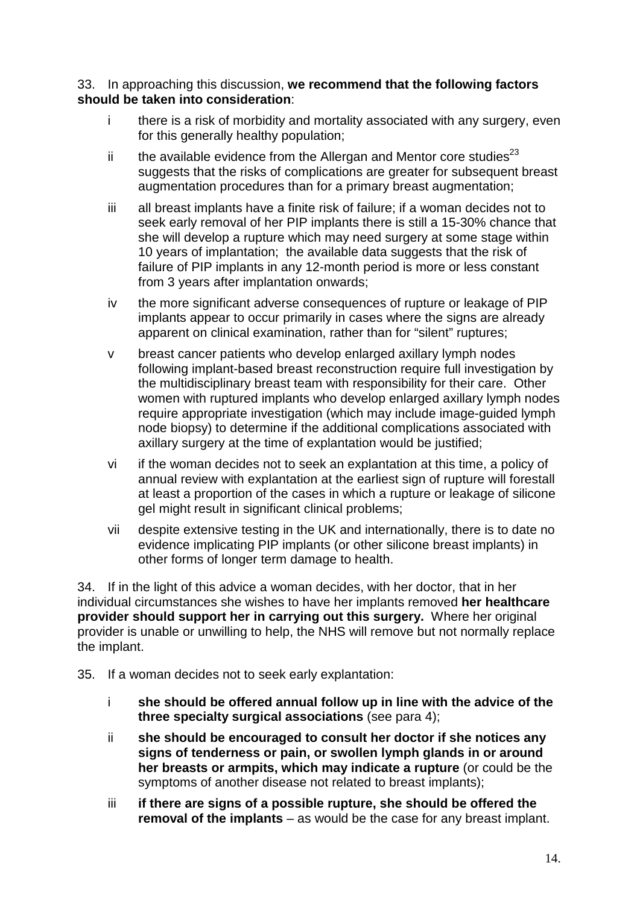33. In approaching this discussion, **we recommend that the following factors should be taken into consideration**:

- i there is a risk of morbidity and mortality associated with any surgery, even for this generally healthy population;
- ii the available evidence from the Allergan and Mentor core studies[23] suggests that the risks of complications are greater for subsequent breast augmentation procedures than for a primary breast augmentation;
- iii all breast implants have a finite risk of failure; if a woman decides not to seek early removal of her PIP implants there is still a 15-30% chance that she will develop a rupture which may need surgery at some stage within 10 years of implantation; the available data suggests that the risk of failure of PIP implants in any 12-month period is more or less constant from 3 years after implantation onwards;
- iv the more significant adverse consequences of rupture or leakage of PIP implants appear to occur primarily in cases where the signs are already apparent on clinical examination, rather than for "silent" ruptures;
- v breast cancer patients who develop enlarged axillary lymph nodes following implant-based breast reconstruction require full investigation by the multidisciplinary breast team with responsibility for their care. Other women with ruptured implants who develop enlarged axillary lymph nodes require appropriate investigation (which may include image-guided lymph node biopsy) to determine if the additional complications associated with axillary surgery at the time of explantation would be justified;
- vi if the woman decides not to seek an explantation at this time, a policy of annual review with explantation at the earliest sign of rupture will forestall at least a proportion of the cases in which a rupture or leakage of silicone gel might result in significant clinical problems;
- vii despite extensive testing in the UK and internationally, there is to date no evidence implicating PIP implants (or other silicone breast implants) in other forms of longer term damage to health.

34. If in the light of this advice a woman decides, with her doctor, that in her individual circumstances she wishes to have her implants removed **her healthcare provider should support her in carrying out this surgery.** Where her original provider is unable or unwilling to help, the NHS will remove but not normally replace the implant.

35. If a woman decides not to seek early explantation:

- i **she should be offered annual follow up in line with the advice of the three specialty surgical associations** (see para 4);
- ii **she should be encouraged to consult her doctor if she notices any signs of tenderness or pain, or swollen lymph glands in or around her breasts or armpits, which may indicate a rupture** (or could be the symptoms of another disease not related to breast implants);
- iii **if there are signs of a possible rupture, she should be offered the removal of the implants** – as would be the case for any breast implant.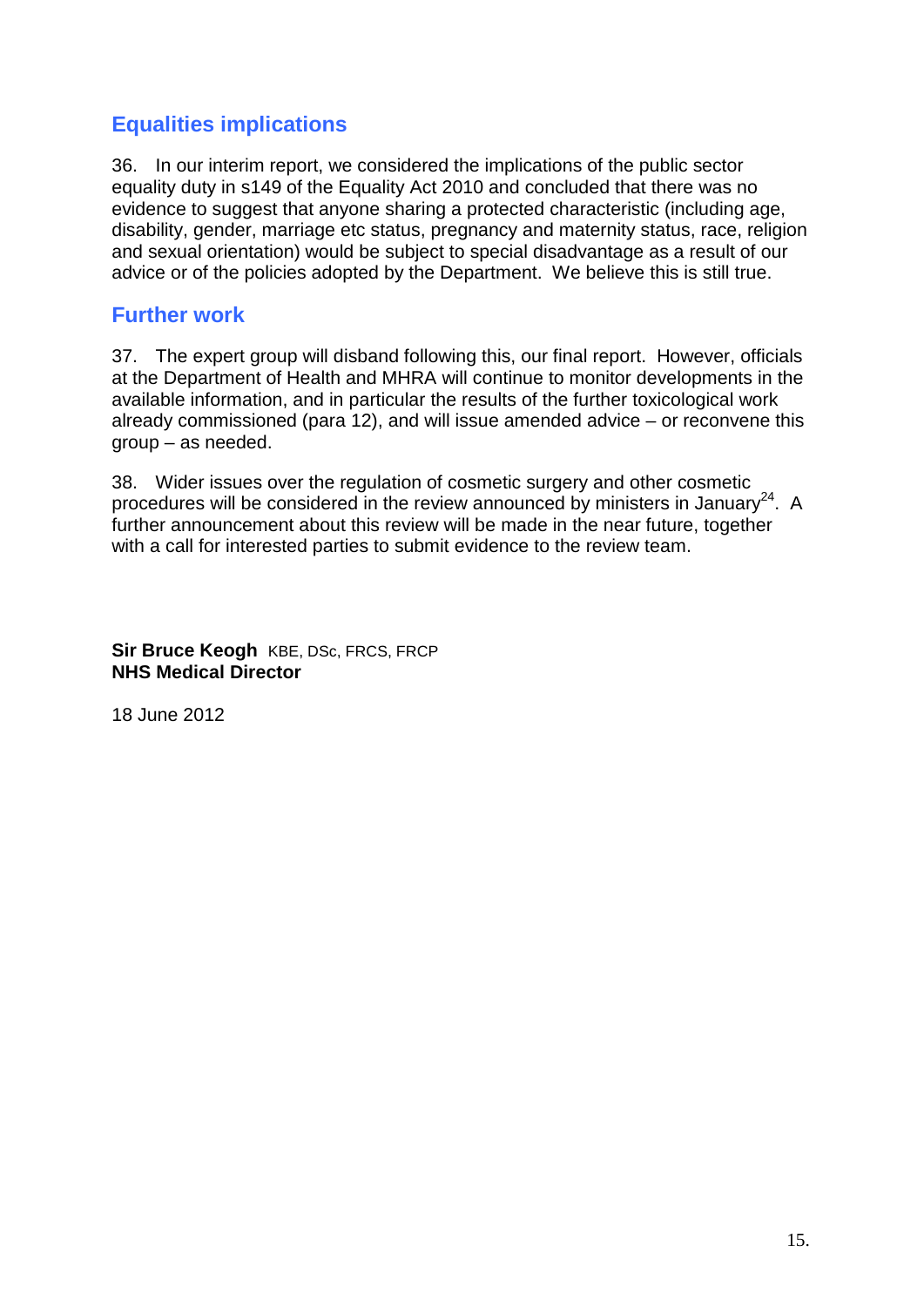## Equalities implications

36. In our interim report, we considered the implications of the public sector equality duty in s149 of the Equality Act 2010 and concluded that there was no evidence to suggest that anyone sharing a protected characteristic (including age, disability, gender, marriage etc status, pregnancy and maternity status, race, religion and sexual orientation) would be subject to special disadvantage as a result of our advice or of the policies adopted by the Department. We believe this is still true.

## Further work

37. The expert group will disband following this, our final report. However, officials at the Department of Health and MHRA will continue to monitor developments in the available information, and in particular the results of the further toxicological work already commissioned (para 12), and will issue amended advice – or reconvene this group – as needed.

38. Wider issues over the regulation of cosmetic surgery and other cosmetic procedures will be considered in the review announced by ministers in January[24]. A further announcement about this review will be made in the near future, together with a call for interested parties to submit evidence to the review team.

**Sir Bruce Keogh** KBE, DSc, FRCS, FRCP
**NHS Medical Director**

18 June 2012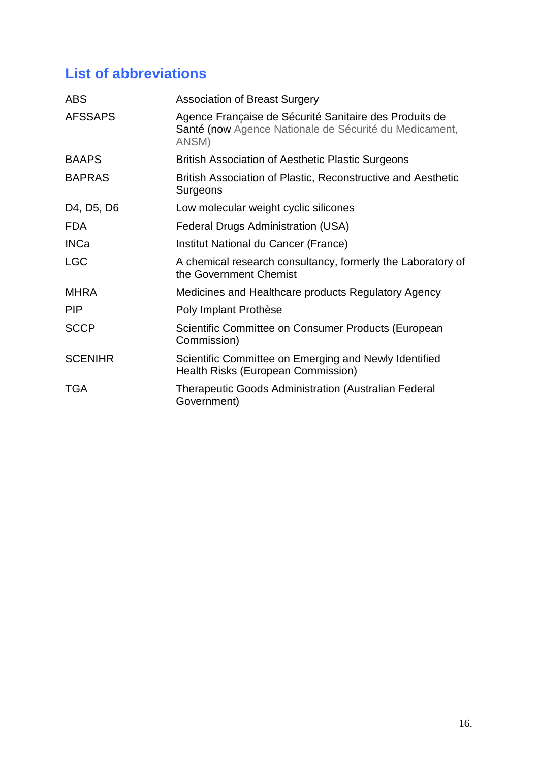## List of abbreviations

| | |
|---|---|
| ABS | Association of Breast Surgery |
| AFSSAPS | Agence Française de Sécurité Sanitaire des Produits de Santé (now Agence Nationale de Sécurité du Medicament, ANSM) |
| BAAPS | British Association of Aesthetic Plastic Surgeons |
| BAPRAS | British Association of Plastic, Reconstructive and Aesthetic Surgeons |
| D4, D5, D6 | Low molecular weight cyclic silicones |
| FDA | Federal Drugs Administration (USA) |
| INCa | Institut National du Cancer (France) |
| LGC | A chemical research consultancy, formerly the Laboratory of the Government Chemist |
| MHRA | Medicines and Healthcare products Regulatory Agency |
| PIP | Poly Implant Prothèse |
| SCCP | Scientific Committee on Consumer Products (European Commission) |
| SCENIHR | Scientific Committee on Emerging and Newly Identified Health Risks (European Commission) |
| TGA | Therapeutic Goods Administration (Australian Federal Government) |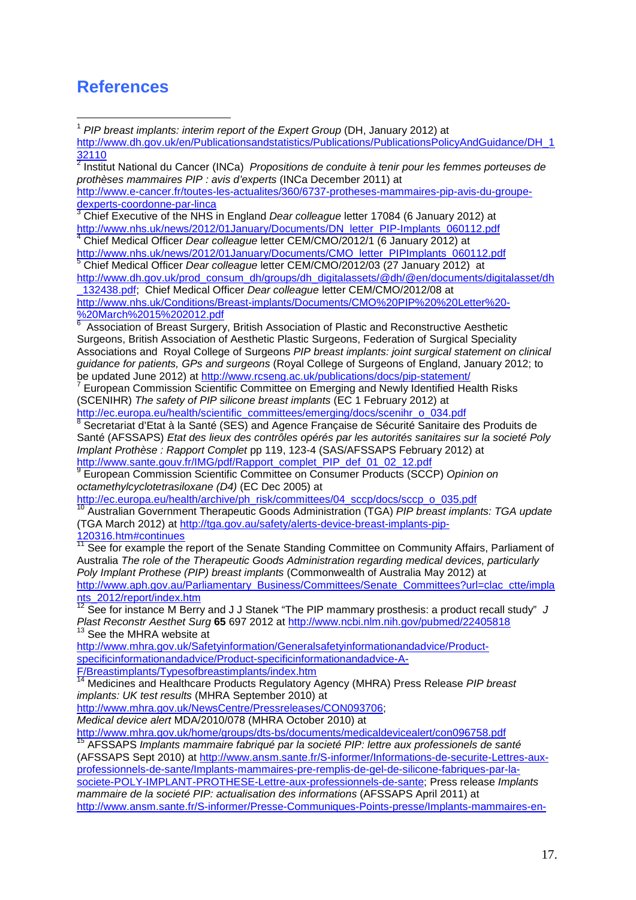# References

[1] *PIP breast implants: interim report of the Expert Group* (DH, January 2012) at http://www.dh.gov.uk/en/Publicationsandstatistics/Publications/PublicationsPolicyAndGuidance/DH_132110

[2] Institut National du Cancer (INCa) *Propositions de conduite à tenir pour les femmes porteuses de prothèses mammaires PIP : avis d'experts* (INCa December 2011) at http://www.e-cancer.fr/toutes-les-actualites/360/6737-protheses-mammaires-pip-avis-du-groupe-dexperts-coordonne-par-linca

[3] Chief Executive of the NHS in England *Dear colleague* letter 17084 (6 January 2012) at http://www.nhs.uk/news/2012/01January/Documents/DN_letter_PIP-Implants_060112.pdf

[4] Chief Medical Officer *Dear colleague* letter CEM/CMO/2012/1 (6 January 2012) at http://www.nhs.uk/news/2012/01January/Documents/CMO_letter_PIPImplants_060112.pdf

[5] Chief Medical Officer *Dear colleague* letter CEM/CMO/2012/03 (27 January 2012) at http://www.dh.gov.uk/prod_consum_dh/groups/dh_digitalassets/@dh/@en/documents/digitalasset/dh_132438.pdf; Chief Medical Officer *Dear colleague* letter CEM/CMO/2012/08 at http://www.nhs.uk/Conditions/Breast-implants/Documents/CMO%20PIP%20%20Letter%20-%20March%2015%202012.pdf

[6] Association of Breast Surgery, British Association of Plastic and Reconstructive Aesthetic Surgeons, British Association of Aesthetic Plastic Surgeons, Federation of Surgical Speciality Associations and Royal College of Surgeons *PIP breast implants: joint surgical statement on clinical guidance for patients, GPs and surgeons* (Royal College of Surgeons of England, January 2012; to be updated June 2012) at http://www.rcseng.ac.uk/publications/docs/pip-statement/

[7] European Commission Scientific Committee on Emerging and Newly Identified Health Risks (SCENIHR) *The safety of PIP silicone breast implants* (EC 1 February 2012) at http://ec.europa.eu/health/scientific_committees/emerging/docs/scenihr_o_034.pdf

[8] Secretariat d'Etat à la Santé (SES) and Agence Française de Sécurité Sanitaire des Produits de Santé (AFSSAPS) *Etat des lieux des contrôles opérés par les autorités sanitaires sur la societé Poly Implant Prothèse : Rapport Complet* pp 119, 123-4 (SAS/AFSSAPS February 2012) at http://www.sante.gouv.fr/IMG/pdf/Rapport_complet_PIP_def_01_02_12.pdf

[9] European Commission Scientific Committee on Consumer Products (SCCP) *Opinion on octamethylcyclotetrasiloxane (D4)* (EC Dec 2005) at http://ec.europa.eu/health/archive/ph_risk/committees/04_sccp/docs/sccp_o_035.pdf

[10] Australian Government Therapeutic Goods Administration (TGA) *PIP breast implants: TGA update* (TGA March 2012) at http://tga.gov.au/safety/alerts-device-breast-implants-pip-120316.htm#continues

[11] See for example the report of the Senate Standing Committee on Community Affairs, Parliament of Australia *The role of the Therapeutic Goods Administration regarding medical devices, particularly Poly Implant Prothese (PIP) breast implants* (Commonwealth of Australia May 2012) at http://www.aph.gov.au/Parliamentary_Business/Committees/Senate_Committees?url=clac_ctte/implants_2012/report/index.htm

[12] See for instance M Berry and J J Stanek "The PIP mammary prosthesis: a product recall study" *J Plast Reconstr Aesthet Surg* **65** 697 2012 at http://www.ncbi.nlm.nih.gov/pubmed/22405818

[13] See the MHRA website at http://www.mhra.gov.uk/Safetyinformation/Generalsafetyinformationandadvice/Product-specificinformationandadvice/Product-specificinformationandadvice-A-F/Breastimplants/Typesofbreastimplants/index.htm

[14] Medicines and Healthcare Products Regulatory Agency (MHRA) Press Release *PIP breast implants: UK test results* (MHRA September 2010) at http://www.mhra.gov.uk/NewsCentre/Pressreleases/CON093706; *Medical device alert* MDA/2010/078 (MHRA October 2010) at http://www.mhra.gov.uk/home/groups/dts-bs/documents/medicaldevicealert/con096758.pdf

[15] AFSSAPS *Implants mammaire fabriqué par la societé PIP: lettre aux professionels de santé* (AFSSAPS Sept 2010) at http://www.ansm.sante.fr/S-informer/Informations-de-securite-Lettres-aux-professionnels-de-sante/Implants-mammaires-pre-remplis-de-gel-de-silicone-fabriques-par-la-societe-POLY-IMPLANT-PROTHESE-Lettre-aux-professionnels-de-sante; Press release *Implants mammaire de la societé PIP: actualisation des informations* (AFSSAPS April 2011) at http://www.ansm.sante.fr/S-informer/Presse-Communiques-Points-presse/Implants-mammaires-en-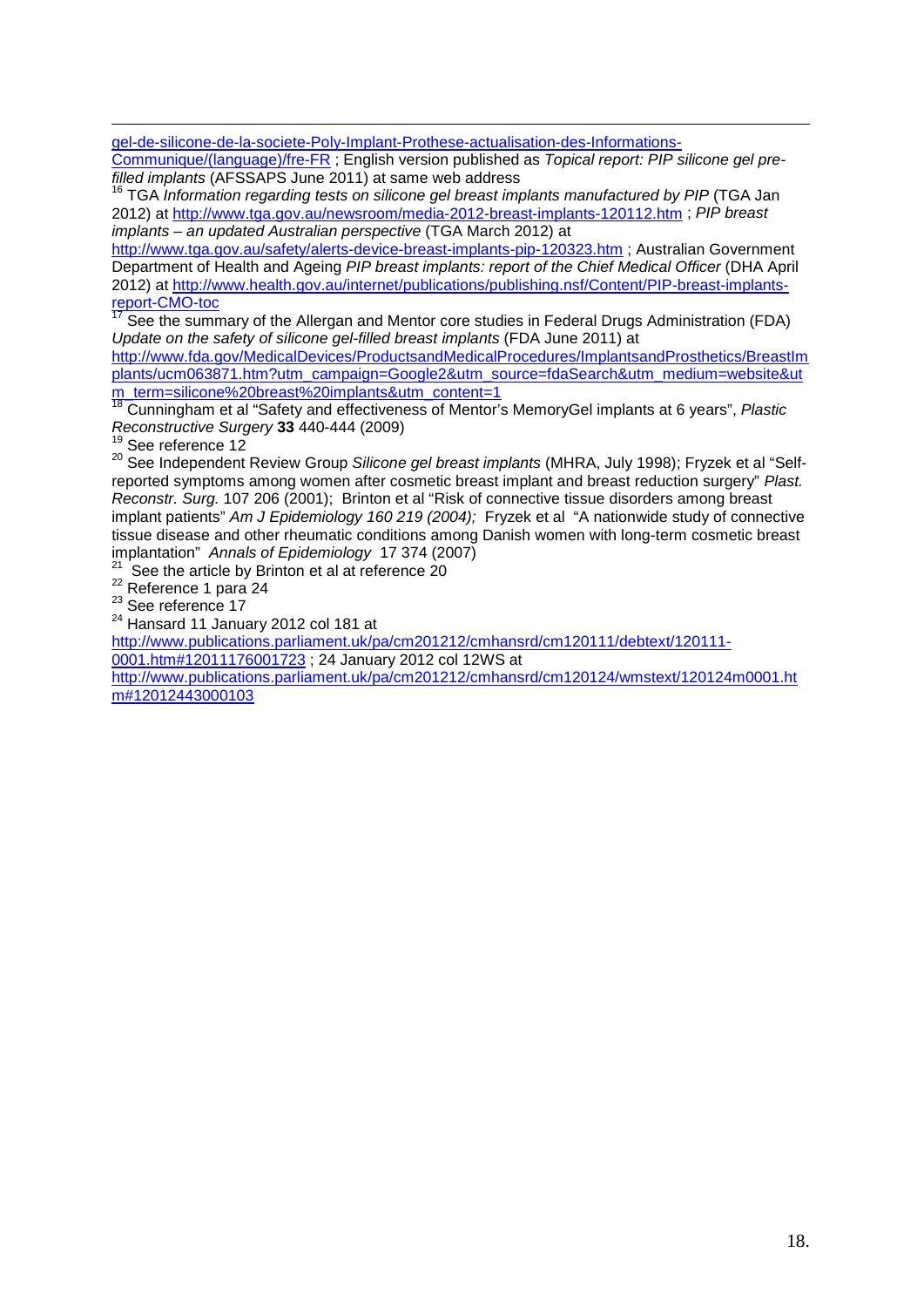gel-de-silicone-de-la-societe-Poly-Implant-Prothese-actualisation-des-Informations-Communique/(language)/fre-FR ; English version published as *Topical report: PIP silicone gel pre-filled implants* (AFSSAPS June 2011) at same web address

[16] TGA *Information regarding tests on silicone gel breast implants manufactured by PIP* (TGA Jan 2012) at http://www.tga.gov.au/newsroom/media-2012-breast-implants-120112.htm ; *PIP breast implants – an updated Australian perspective* (TGA March 2012) at http://www.tga.gov.au/safety/alerts-device-breast-implants-pip-120323.htm ; Australian Government Department of Health and Ageing *PIP breast implants: report of the Chief Medical Officer* (DHA April 2012) at http://www.health.gov.au/internet/publications/publishing.nsf/Content/PIP-breast-implants-report-CMO-toc

[17] See the summary of the Allergan and Mentor core studies in Federal Drugs Administration (FDA) *Update on the safety of silicone gel-filled breast implants* (FDA June 2011) at http://www.fda.gov/MedicalDevices/ProductsandMedicalProcedures/ImplantsandProsthetics/BreastImplants/ucm063871.htm?utm_campaign=Google2&utm_source=fdaSearch&utm_medium=website&utm_term=silicone%20breast%20implants&utm_content=1

[18] Cunningham et al "Safety and effectiveness of Mentor's MemoryGel implants at 6 years", *Plastic Reconstructive Surgery* **33** 440-444 (2009)

[19] See reference 12

[20] See Independent Review Group *Silicone gel breast implants* (MHRA, July 1998); Fryzek et al "Self-reported symptoms among women after cosmetic breast implant and breast reduction surgery" *Plast. Reconstr. Surg.* 107 206 (2001); Brinton et al "Risk of connective tissue disorders among breast implant patients" *Am J Epidemiology 160 219 (2004);* Fryzek et al "A nationwide study of connective tissue disease and other rheumatic conditions among Danish women with long-term cosmetic breast implantation" *Annals of Epidemiology* 17 374 (2007)

[21] See the article by Brinton et al at reference 20

[22] Reference 1 para 24

[23] See reference 17

[24] Hansard 11 January 2012 col 181 at http://www.publications.parliament.uk/pa/cm201212/cmhansrd/cm120111/debtext/120111-0001.htm#12011176001723 ; 24 January 2012 col 12WS at http://www.publications.parliament.uk/pa/cm201212/cmhansrd/cm120124/wmstext/120124m0001.htm#12012443000103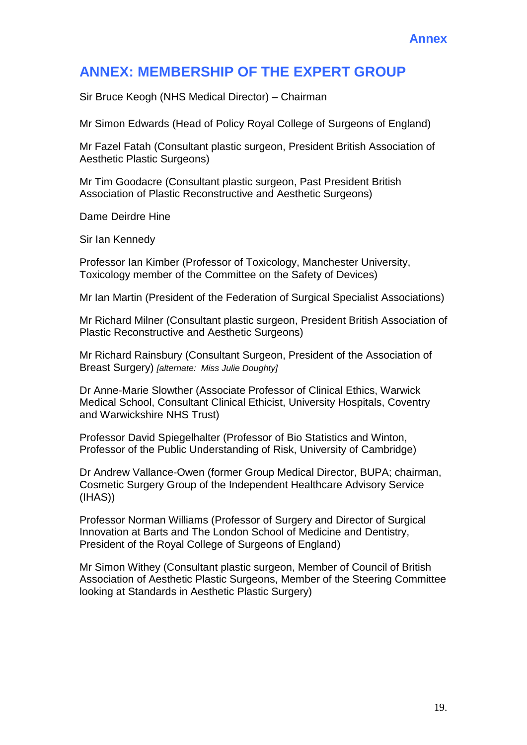## ANNEX: MEMBERSHIP OF THE EXPERT GROUP

Sir Bruce Keogh (NHS Medical Director) – Chairman

Mr Simon Edwards (Head of Policy Royal College of Surgeons of England)

Mr Fazel Fatah (Consultant plastic surgeon, President British Association of Aesthetic Plastic Surgeons)

Mr Tim Goodacre (Consultant plastic surgeon, Past President British Association of Plastic Reconstructive and Aesthetic Surgeons)

Dame Deirdre Hine

Sir Ian Kennedy

Professor Ian Kimber (Professor of Toxicology, Manchester University, Toxicology member of the Committee on the Safety of Devices)

Mr Ian Martin (President of the Federation of Surgical Specialist Associations)

Mr Richard Milner (Consultant plastic surgeon, President British Association of Plastic Reconstructive and Aesthetic Surgeons)

Mr Richard Rainsbury (Consultant Surgeon, President of the Association of Breast Surgery) *[alternate: Miss Julie Doughty]*

Dr Anne-Marie Slowther (Associate Professor of Clinical Ethics, Warwick Medical School, Consultant Clinical Ethicist, University Hospitals, Coventry and Warwickshire NHS Trust)

Professor David Spiegelhalter (Professor of Bio Statistics and Winton, Professor of the Public Understanding of Risk, University of Cambridge)

Dr Andrew Vallance-Owen (former Group Medical Director, BUPA; chairman, Cosmetic Surgery Group of the Independent Healthcare Advisory Service (IHAS))

Professor Norman Williams (Professor of Surgery and Director of Surgical Innovation at Barts and The London School of Medicine and Dentistry, President of the Royal College of Surgeons of England)

Mr Simon Withey (Consultant plastic surgeon, Member of Council of British Association of Aesthetic Plastic Surgeons, Member of the Steering Committee looking at Standards in Aesthetic Plastic Surgery)